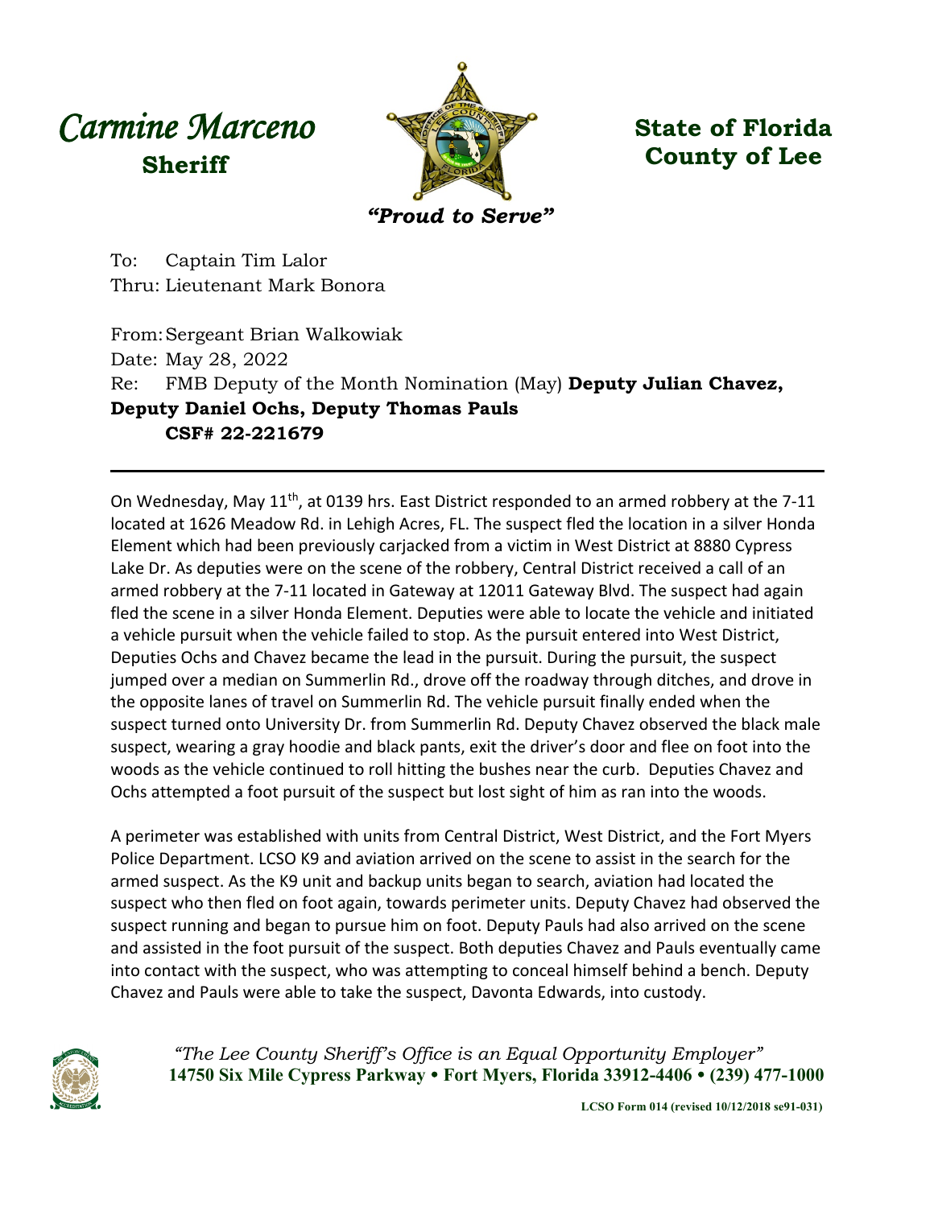*Carmine Marceno*
**Sheriff**

**State of Florida**
**County of Lee**

*"Proud to Serve"*

To: Captain Tim Lalor
Thru: Lieutenant Mark Bonora

From: Sergeant Brian Walkowiak
Date: May 28, 2022
Re: FMB Deputy of the Month Nomination (May) **Deputy Julian Chavez, Deputy Daniel Ochs, Deputy Thomas Pauls**
**CSF# 22-221679**

---

On Wednesday, May 11th, at 0139 hrs. East District responded to an armed robbery at the 7-11 located at 1626 Meadow Rd. in Lehigh Acres, FL. The suspect fled the location in a silver Honda Element which had been previously carjacked from a victim in West District at 8880 Cypress Lake Dr. As deputies were on the scene of the robbery, Central District received a call of an armed robbery at the 7-11 located in Gateway at 12011 Gateway Blvd. The suspect had again fled the scene in a silver Honda Element. Deputies were able to locate the vehicle and initiated a vehicle pursuit when the vehicle failed to stop. As the pursuit entered into West District, Deputies Ochs and Chavez became the lead in the pursuit. During the pursuit, the suspect jumped over a median on Summerlin Rd., drove off the roadway through ditches, and drove in the opposite lanes of travel on Summerlin Rd. The vehicle pursuit finally ended when the suspect turned onto University Dr. from Summerlin Rd. Deputy Chavez observed the black male suspect, wearing a gray hoodie and black pants, exit the driver's door and flee on foot into the woods as the vehicle continued to roll hitting the bushes near the curb. Deputies Chavez and Ochs attempted a foot pursuit of the suspect but lost sight of him as ran into the woods.

A perimeter was established with units from Central District, West District, and the Fort Myers Police Department. LCSO K9 and aviation arrived on the scene to assist in the search for the armed suspect. As the K9 unit and backup units began to search, aviation had located the suspect who then fled on foot again, towards perimeter units. Deputy Chavez had observed the suspect running and began to pursue him on foot. Deputy Pauls had also arrived on the scene and assisted in the foot pursuit of the suspect. Both deputies Chavez and Pauls eventually came into contact with the suspect, who was attempting to conceal himself behind a bench. Deputy Chavez and Pauls were able to take the suspect, Davonta Edwards, into custody.

*"The Lee County Sheriff's Office is an Equal Opportunity Employer"*
**14750 Six Mile Cypress Parkway • Fort Myers, Florida 33912-4406 • (239) 477-1000**

**LCSO Form 014 (revised 10/12/2018 se91-031)**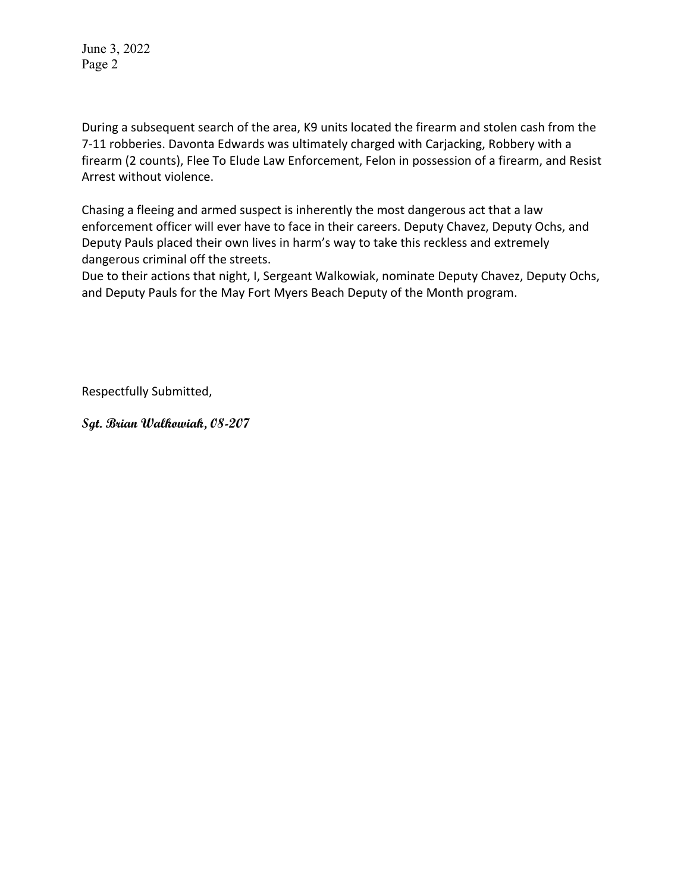During a subsequent search of the area, K9 units located the firearm and stolen cash from the 7-11 robberies. Davonta Edwards was ultimately charged with Carjacking, Robbery with a firearm (2 counts), Flee To Elude Law Enforcement, Felon in possession of a firearm, and Resist Arrest without violence.

Chasing a fleeing and armed suspect is inherently the most dangerous act that a law enforcement officer will ever have to face in their careers. Deputy Chavez, Deputy Ochs, and Deputy Pauls placed their own lives in harm's way to take this reckless and extremely dangerous criminal off the streets.
Due to their actions that night, I, Sergeant Walkowiak, nominate Deputy Chavez, Deputy Ochs, and Deputy Pauls for the May Fort Myers Beach Deputy of the Month program.

Respectfully Submitted,

***Sgt. Brian Walkowiak, 08-207***